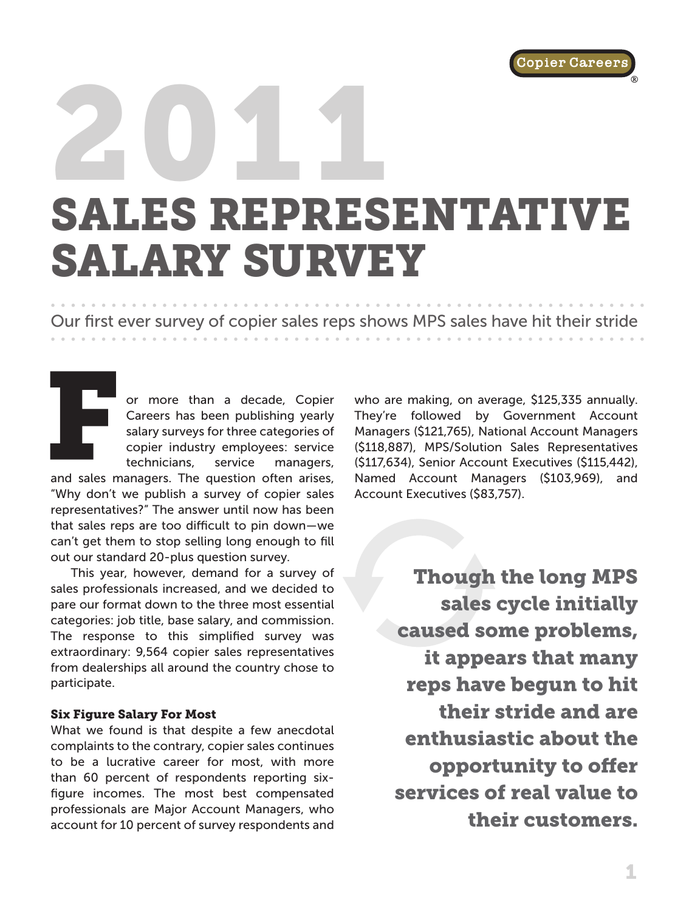Copier Careers®

# 2011 SALES REPRESENTATIVE SALARY SURVEY

Our first ever survey of copier sales reps shows MPS sales have hit their stride

For more than a decade, Copier Careers has been publishing yearly salary surveys for three categories of copier industry employees: service technicians, service managers, and sales managers. The question often arises, "Why don't we publish a survey of copier sales representatives?" The answer until now has been that sales reps are too difficult to pin down—we can't get them to stop selling long enough to fill out our standard 20-plus question survey.

This year, however, demand for a survey of sales professionals increased, and we decided to pare our format down to the three most essential categories: job title, base salary, and commission. The response to this simplified survey was extraordinary: 9,564 copier sales representatives from dealerships all around the country chose to participate.

### Six Figure Salary For Most

What we found is that despite a few anecdotal complaints to the contrary, copier sales continues to be a lucrative career for most, with more than 60 percent of respondents reporting six-figure incomes. The most best compensated professionals are Major Account Managers, who account for 10 percent of survey respondents and who are making, on average, $125,335 annually. They're followed by Government Account Managers ($121,765), National Account Managers ($118,887), MPS/Solution Sales Representatives ($117,634), Senior Account Executives ($115,442), Named Account Managers ($103,969), and Account Executives ($83,757).

> **Though the long MPS sales cycle initially caused some problems, it appears that many reps have begun to hit their stride and are enthusiastic about the opportunity to offer services of real value to their customers.**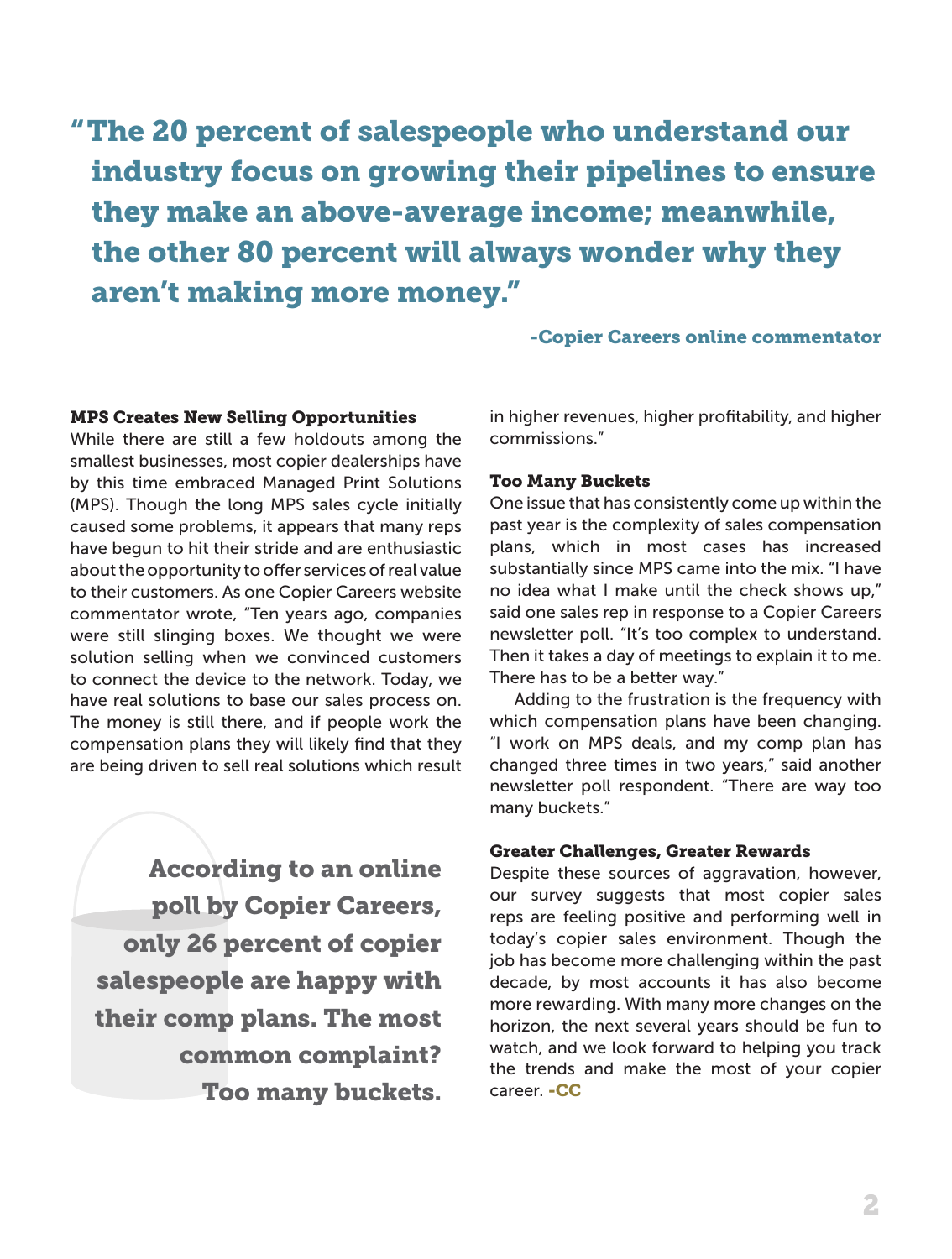> **"The 20 percent of salespeople who understand our industry focus on growing their pipelines to ensure they make an above-average income; meanwhile, the other 80 percent will always wonder why they aren't making more money."**
>
> **-Copier Careers online commentator**

### MPS Creates New Selling Opportunities

While there are still a few holdouts among the smallest businesses, most copier dealerships have by this time embraced Managed Print Solutions (MPS). Though the long MPS sales cycle initially caused some problems, it appears that many reps have begun to hit their stride and are enthusiastic about the opportunity to offer services of real value to their customers. As one Copier Careers website commentator wrote, "Ten years ago, companies were still slinging boxes. We thought we were solution selling when we convinced customers to connect the device to the network. Today, we have real solutions to base our sales process on. The money is still there, and if people work the compensation plans they will likely find that they are being driven to sell real solutions which result in higher revenues, higher profitability, and higher commissions."

> **According to an online poll by Copier Careers, only 26 percent of copier salespeople are happy with their comp plans. The most common complaint? Too many buckets.**

### Too Many Buckets

One issue that has consistently come up within the past year is the complexity of sales compensation plans, which in most cases has increased substantially since MPS came into the mix. "I have no idea what I make until the check shows up," said one sales rep in response to a Copier Careers newsletter poll. "It's too complex to understand. Then it takes a day of meetings to explain it to me. There has to be a better way."

Adding to the frustration is the frequency with which compensation plans have been changing. "I work on MPS deals, and my comp plan has changed three times in two years," said another newsletter poll respondent. "There are way too many buckets."

### Greater Challenges, Greater Rewards

Despite these sources of aggravation, however, our survey suggests that most copier sales reps are feeling positive and performing well in today's copier sales environment. Though the job has become more challenging within the past decade, by most accounts it has also become more rewarding. With many more changes on the horizon, the next several years should be fun to watch, and we look forward to helping you track the trends and make the most of your copier career. **-CC**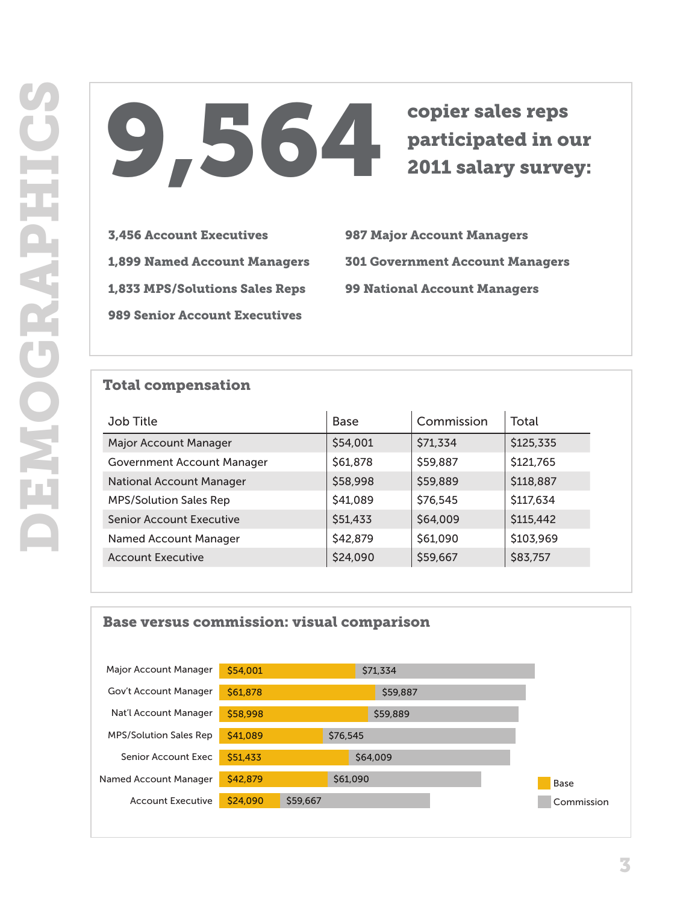# DEMOGRAPHICS

## 9,564 copier sales reps participated in our 2011 salary survey:

- **3,456 Account Executives**
- **1,899 Named Account Managers**
- **1,833 MPS/Solutions Sales Reps**
- **989 Senior Account Executives**
- **987 Major Account Managers**
- **301 Government Account Managers**
- **99 National Account Managers**

## Total compensation

| Job Title | Base | Commission | Total |
|---|---|---|---|
| Major Account Manager | $54,001 | $71,334 | $125,335 |
| Government Account Manager | $61,878 | $59,887 | $121,765 |
| National Account Manager | $58,998 | $59,889 | $118,887 |
| MPS/Solution Sales Rep | $41,089 | $76,545 | $117,634 |
| Senior Account Executive | $51,433 | $64,009 | $115,442 |
| Named Account Manager | $42,879 | $61,090 | $103,969 |
| Account Executive | $24,090 | $59,667 | $83,757 |

## Base versus commission: visual comparison

| Job Title | Base | Commission |
|---|---|---|
| Major Account Manager | $54,001 | $71,334 |
| Gov't Account Manager | $61,878 | $59,887 |
| Nat'l Account Manager | $58,998 | $59,889 |
| MPS/Solution Sales Rep | $41,089 | $76,545 |
| Senior Account Exec | $51,433 | $64,009 |
| Named Account Manager | $42,879 | $61,090 |
| Account Executive | $24,090 | $59,667 |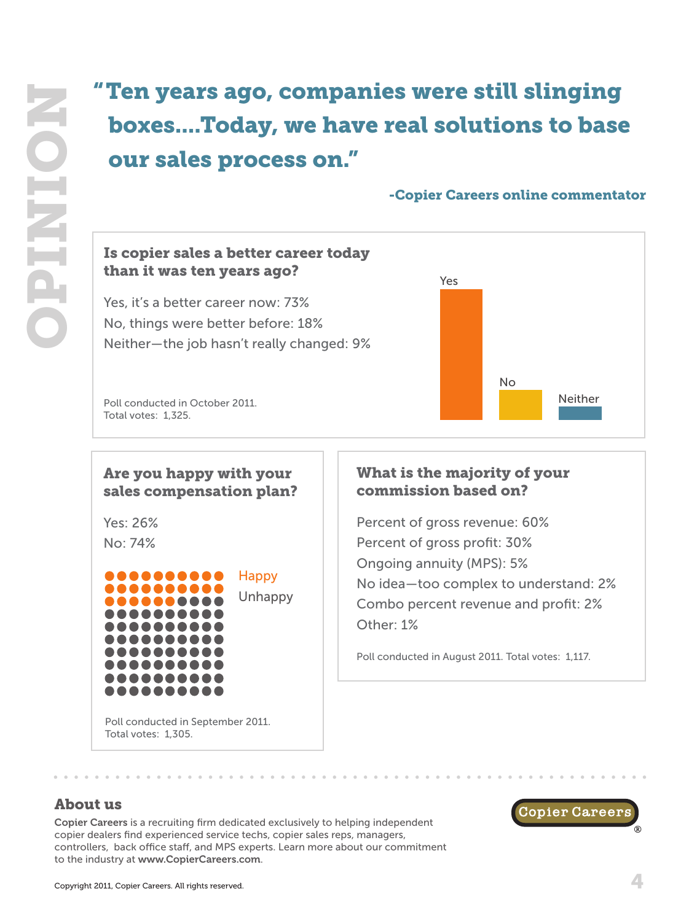OPINION

## "Ten years ago, companies were still slinging boxes....Today, we have real solutions to base our sales process on."

**-Copier Careers online commentator**

### Is copier sales a better career today than it was ten years ago?

Yes, it's a better career now: 73%

No, things were better before: 18%

Neither—the job hasn't really changed: 9%

Yes

No

Neither

Poll conducted in October 2011.
Total votes: 1,325.

### Are you happy with your sales compensation plan?

Yes: 26%

No: 74%

Happy

Unhappy

Poll conducted in September 2011.
Total votes: 1,305.

### What is the majority of your commission based on?

Percent of gross revenue: 60%

Percent of gross profit: 30%

Ongoing annuity (MPS): 5%

No idea—too complex to understand: 2%

Combo percent revenue and profit: 2%

Other: 1%

Poll conducted in August 2011. Total votes: 1,117.

## About us

**Copier Careers** is a recruiting firm dedicated exclusively to helping independent copier dealers find experienced service techs, copier sales reps, managers, controllers, back office staff, and MPS experts. Learn more about our commitment to the industry at **www.CopierCareers.com**.

Copier Careers®

Copyright 2011, Copier Careers. All rights reserved.